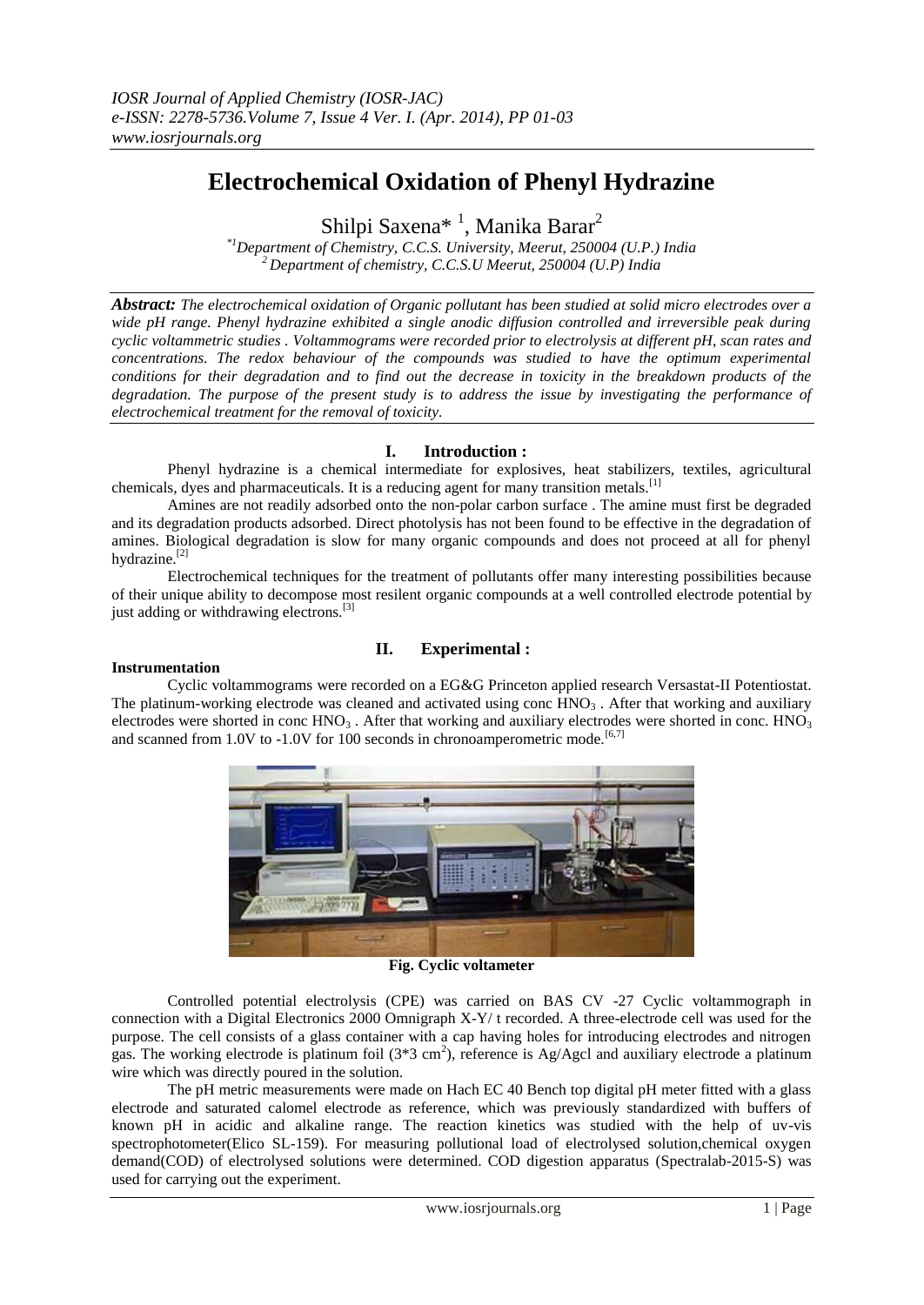*IOSR Journal of Applied Chemistry (IOSR-JAC)*
*e-ISSN: 2278-5736.Volume 7, Issue 4 Ver. I. (Apr. 2014), PP 01-03*
*www.iosrjournals.org*

# Electrochemical Oxidation of Phenyl Hydrazine

Shilpi Saxena* [1], Manika Barar[2]

*[*1]Department of Chemistry, C.C.S. University, Meerut, 250004 (U.P.) India*
*[2] Department of chemistry, C.C.S.U Meerut, 250004 (U.P) India*

***Abstract:*** *The electrochemical oxidation of Organic pollutant has been studied at solid micro electrodes over a wide pH range. Phenyl hydrazine exhibited a single anodic diffusion controlled and irreversible peak during cyclic voltammetric studies . Voltammograms were recorded prior to electrolysis at different pH, scan rates and concentrations. The redox behaviour of the compounds was studied to have the optimum experimental conditions for their degradation and to find out the decrease in toxicity in the breakdown products of the degradation. The purpose of the present study is to address the issue by investigating the performance of electrochemical treatment for the removal of toxicity.*

## I. Introduction :

Phenyl hydrazine is a chemical intermediate for explosives, heat stabilizers, textiles, agricultural chemicals, dyes and pharmaceuticals. It is a reducing agent for many transition metals.[1]

Amines are not readily adsorbed onto the non-polar carbon surface . The amine must first be degraded and its degradation products adsorbed. Direct photolysis has not been found to be effective in the degradation of amines. Biological degradation is slow for many organic compounds and does not proceed at all for phenyl hydrazine.[2]

Electrochemical techniques for the treatment of pollutants offer many interesting possibilities because of their unique ability to decompose most resilent organic compounds at a well controlled electrode potential by just adding or withdrawing electrons.[3]

## II. Experimental :

### Instrumentation

Cyclic voltammograms were recorded on a EG&G Princeton applied research Versastat-II Potentiostat. The platinum-working electrode was cleaned and activated using conc $HNO_3$ . After that working and auxiliary electrodes were shorted in conc $HNO_3$ . After that working and auxiliary electrodes were shorted in conc. $HNO_3$ and scanned from 1.0V to -1.0V for 100 seconds in chronoamperometric mode.[6,7]

**Fig. Cyclic voltameter**

Controlled potential electrolysis (CPE) was carried on BAS CV -27 Cyclic voltammograph in connection with a Digital Electronics 2000 Omnigraph X-Y/ t recorded. A three-electrode cell was used for the purpose. The cell consists of a glass container with a cap having holes for introducing electrodes and nitrogen gas. The working electrode is platinum foil ($3*3$ $cm^2$), reference is Ag/Agcl and auxiliary electrode a platinum wire which was directly poured in the solution.

The pH metric measurements were made on Hach EC 40 Bench top digital pH meter fitted with a glass electrode and saturated calomel electrode as reference, which was previously standardized with buffers of known pH in acidic and alkaline range. The reaction kinetics was studied with the help of uv-vis spectrophotometer(Elico SL-159). For measuring pollutional load of electrolysed solution,chemical oxygen demand(COD) of electrolysed solutions were determined. COD digestion apparatus (Spectralab-2015-S) was used for carrying out the experiment.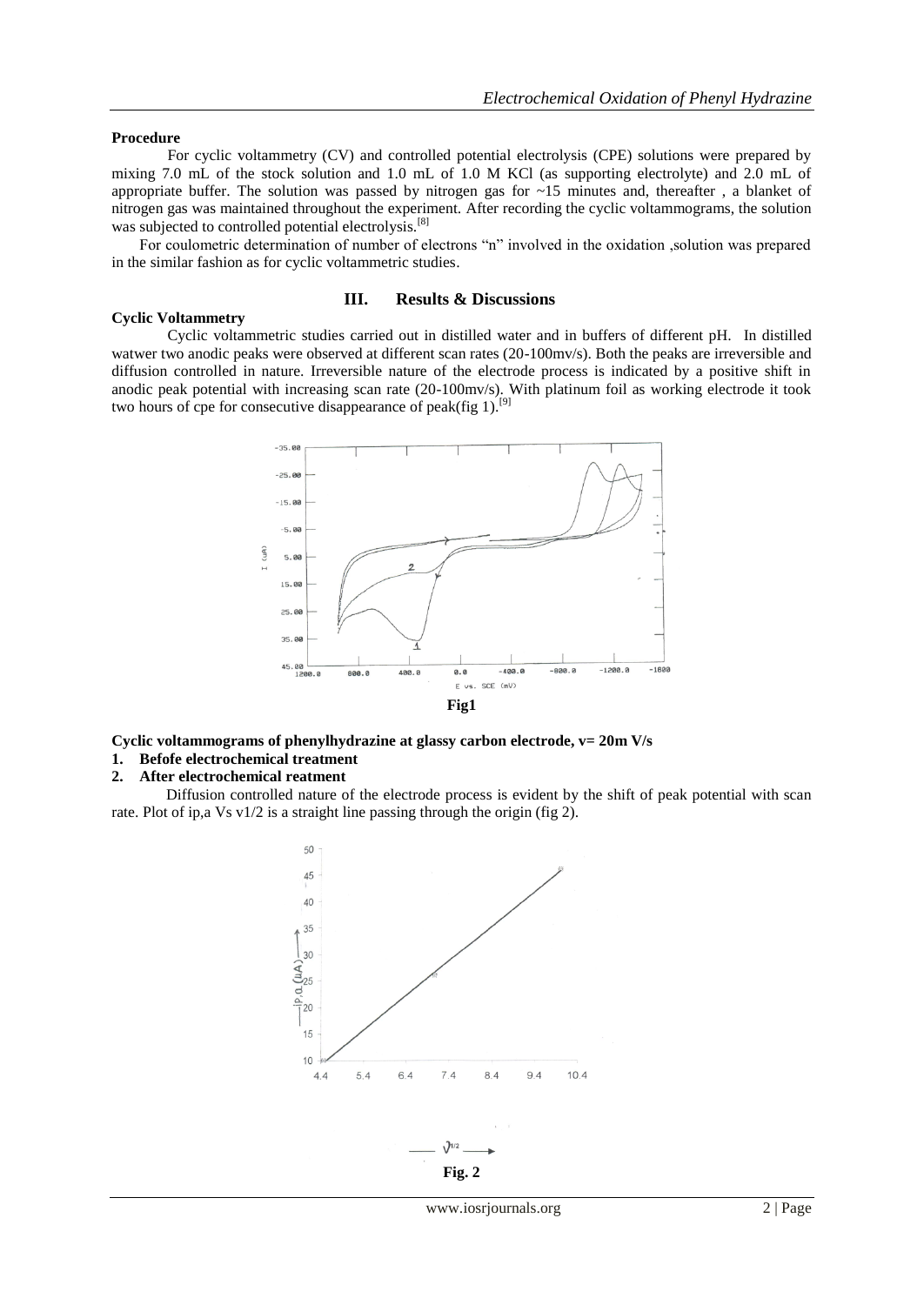**Procedure**

For cyclic voltammetry (CV) and controlled potential electrolysis (CPE) solutions were prepared by mixing 7.0 mL of the stock solution and 1.0 mL of 1.0 M KCl (as supporting electrolyte) and 2.0 mL of appropriate buffer. The solution was passed by nitrogen gas for ~15 minutes and, thereafter , a blanket of nitrogen gas was maintained throughout the experiment. After recording the cyclic voltammograms, the solution was subjected to controlled potential electrolysis.[8]

For coulometric determination of number of electrons "n" involved in the oxidation ,solution was prepared in the similar fashion as for cyclic voltammetric studies.

## III. Results & Discussions

**Cyclic Voltammetry**

Cyclic voltammetric studies carried out in distilled water and in buffers of different pH. In distilled watwer two anodic peaks were observed at different scan rates (20-100mv/s). Both the peaks are irreversible and diffusion controlled in nature. Irreversible nature of the electrode process is indicated by a positive shift in anodic peak potential with increasing scan rate (20-100mv/s). With platinum foil as working electrode it took two hours of cpe for consecutive disappearance of peak(fig 1).[9]

**Fig1**

**Cyclic voltammograms of phenylhydrazine at glassy carbon electrode, v= 20m V/s**

1. **Befofe electrochemical treatment**
2. **After electrochemical reatment**

Diffusion controlled nature of the electrode process is evident by the shift of peak potential with scan rate. Plot of ip,a Vs v1/2 is a straight line passing through the origin (fig 2).

**Fig. 2**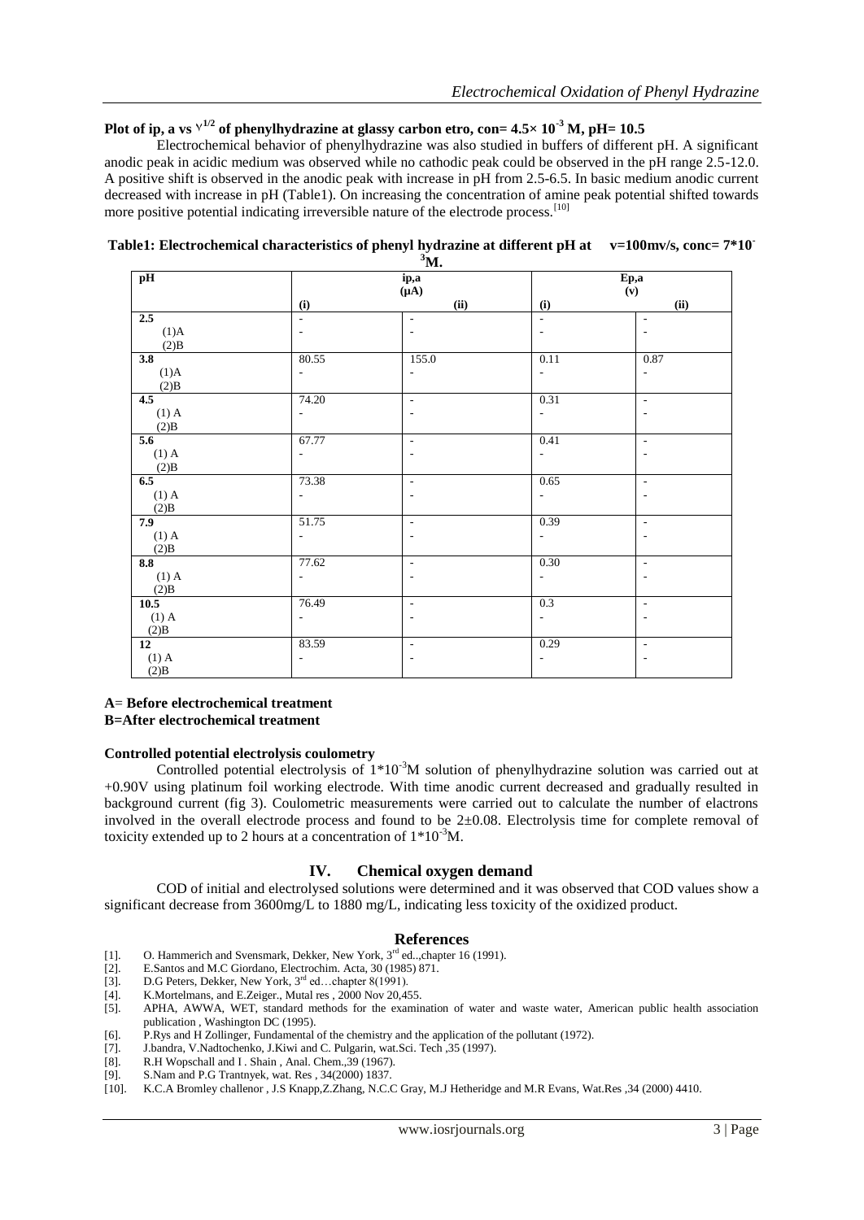**Plot of ip, a vs $\nu^{1/2}$ of phenylhydrazine at glassy carbon etro, con= $4.5\times 10^{-3}$ M, pH= 10.5**

Electrochemical behavior of phenylhydrazine was also studied in buffers of different pH. A significant anodic peak in acidic medium was observed while no cathodic peak could be observed in the pH range 2.5-12.0. A positive shift is observed in the anodic peak with increase in pH from 2.5-6.5. In basic medium anodic current decreased with increase in pH (Table1). On increasing the concentration of amine peak potential shifted towards more positive potential indicating irreversible nature of the electrode process.[10]

**Table1: Electrochemical characteristics of phenyl hydrazine at different pH at v=100mv/s, conc= $7*10^{-3}$M.**

| pH | ip,a (μA) | | Ep,a (v) | |
|---|---|---|---|---|
| | (i) | (ii) | (i) | (ii) |
| **2.5** | - | - | - | - |
| (1)A | - | - | - | - |
| (2)B | | | | |
| **3.8** | 80.55 | 155.0 | 0.11 | 0.87 |
| (1)A | - | - | - | - |
| (2)B | | | | |
| **4.5** | 74.20 | - | 0.31 | - |
| (1) A | - | - | - | - |
| (2)B | | | | |
| **5.6** | 67.77 | - | 0.41 | - |
| (1) A | - | - | - | - |
| (2)B | | | | |
| **6.5** | 73.38 | - | 0.65 | - |
| (1) A | - | - | - | - |
| (2)B | | | | |
| **7.9** | 51.75 | - | 0.39 | - |
| (1) A | - | - | - | - |
| (2)B | | | | |
| **8.8** | 77.62 | - | 0.30 | - |
| (1) A | - | - | - | - |
| (2)B | | | | |
| **10.5** | 76.49 | - | 0.3 | - |
| (1) A | - | - | - | - |
| (2)B | | | | |
| **12** | 83.59 | - | 0.29 | - |
| (1) A | - | - | - | - |
| (2)B | | | | |

**A= Before electrochemical treatment**
**B=After electrochemical treatment**

**Controlled potential electrolysis coulometry**

Controlled potential electrolysis of $1*10^{-3}$M solution of phenylhydrazine solution was carried out at +0.90V using platinum foil working electrode. With time anodic current decreased and gradually resulted in background current (fig 3). Coulometric measurements were carried out to calculate the number of electrons involved in the overall electrode process and found to be 2±0.08. Electrolysis time for complete removal of toxicity extended up to 2 hours at a concentration of $1*10^{-3}$M.

## IV. Chemical oxygen demand

COD of initial and electrolysed solutions were determined and it was observed that COD values show a significant decrease from 3600mg/L to 1880 mg/L, indicating less toxicity of the oxidized product.

## References

[1]. O. Hammerich and Svensmark, Dekker, New York, 3rd ed..,chapter 16 (1991).
[2]. E.Santos and M.C Giordano, Electrochim. Acta, 30 (1985) 871.
[3]. D.G Peters, Dekker, New York, 3rd ed…chapter 8(1991).
[4]. K.Mortelmans, and E.Zeiger., Mutal res , 2000 Nov 20,455.
[5]. APHA, AWWA, WET, standard methods for the examination of water and waste water, American public health association publication , Washington DC (1995).
[6]. P.Rys and H Zollinger, Fundamental of the chemistry and the application of the pollutant (1972).
[7]. J.bandra, V.Nadtochenko, J.Kiwi and C. Pulgarin, wat.Sci. Tech ,35 (1997).
[8]. R.H Wopschall and I . Shain , Anal. Chem.,39 (1967).
[9]. S.Nam and P.G Trantnyek, wat. Res , 34(2000) 1837.
[10]. K.C.A Bromley challenor , J.S Knapp,Z.Zhang, N.C.C Gray, M.J Hetheridge and M.R Evans, Wat.Res ,34 (2000) 4410.